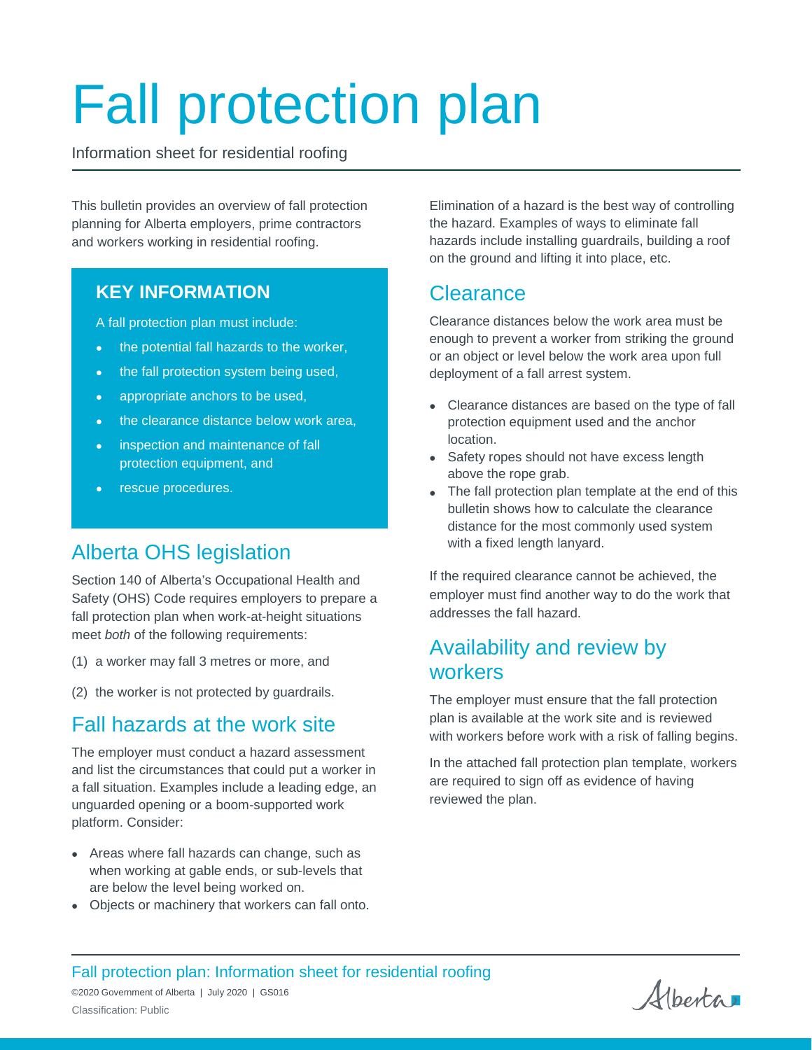# Fall protection plan

Information sheet for residential roofing

This bulletin provides an overview of fall protection planning for Alberta employers, prime contractors and workers working in residential roofing.

> **KEY INFORMATION**
>
> A fall protection plan must include:
>
> - the potential fall hazards to the worker,
> - the fall protection system being used,
> - appropriate anchors to be used,
> - the clearance distance below work area,
> - inspection and maintenance of fall protection equipment, and
> - rescue procedures.

## Alberta OHS legislation

Section 140 of Alberta's Occupational Health and Safety (OHS) Code requires employers to prepare a fall protection plan when work-at-height situations meet *both* of the following requirements:

(1) a worker may fall 3 metres or more, and

(2) the worker is not protected by guardrails.

## Fall hazards at the work site

The employer must conduct a hazard assessment and list the circumstances that could put a worker in a fall situation. Examples include a leading edge, an unguarded opening or a boom-supported work platform. Consider:

- Areas where fall hazards can change, such as when working at gable ends, or sub-levels that are below the level being worked on.
- Objects or machinery that workers can fall onto.

Elimination of a hazard is the best way of controlling the hazard. Examples of ways to eliminate fall hazards include installing guardrails, building a roof on the ground and lifting it into place, etc.

## Clearance

Clearance distances below the work area must be enough to prevent a worker from striking the ground or an object or level below the work area upon full deployment of a fall arrest system.

- Clearance distances are based on the type of fall protection equipment used and the anchor location.
- Safety ropes should not have excess length above the rope grab.
- The fall protection plan template at the end of this bulletin shows how to calculate the clearance distance for the most commonly used system with a fixed length lanyard.

If the required clearance cannot be achieved, the employer must find another way to do the work that addresses the fall hazard.

## Availability and review by workers

The employer must ensure that the fall protection plan is available at the work site and is reviewed with workers before work with a risk of falling begins.

In the attached fall protection plan template, workers are required to sign off as evidence of having reviewed the plan.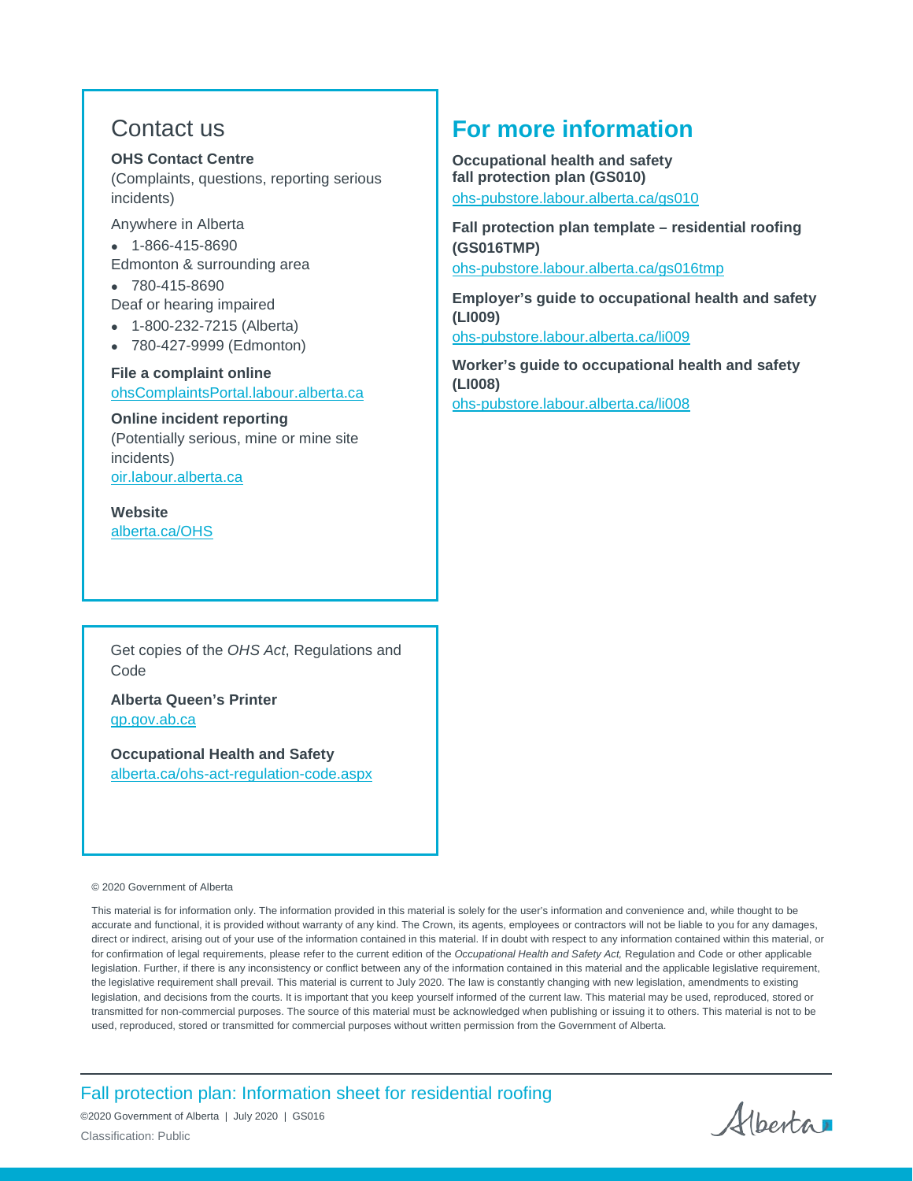## Contact us

**OHS Contact Centre**
(Complaints, questions, reporting serious incidents)

Anywhere in Alberta

- 1-866-415-8690

Edmonton & surrounding area

- 780-415-8690

Deaf or hearing impaired

- 1-800-232-7215 (Alberta)
- 780-427-9999 (Edmonton)

**File a complaint online**
ohsComplaintsPortal.labour.alberta.ca

**Online incident reporting**
(Potentially serious, mine or mine site incidents)
oir.labour.alberta.ca

**Website**
alberta.ca/OHS

## For more information

**Occupational health and safety fall protection plan (GS010)**
ohs-pubstore.labour.alberta.ca/gs010

**Fall protection plan template – residential roofing (GS016TMP)**
ohs-pubstore.labour.alberta.ca/gs016tmp

**Employer's guide to occupational health and safety (LI009)**
ohs-pubstore.labour.alberta.ca/li009

**Worker's guide to occupational health and safety (LI008)**
ohs-pubstore.labour.alberta.ca/li008

Get copies of the *OHS Act*, Regulations and Code

**Alberta Queen's Printer**
qp.gov.ab.ca

**Occupational Health and Safety**
alberta.ca/ohs-act-regulation-code.aspx

© 2020 Government of Alberta

This material is for information only. The information provided in this material is solely for the user's information and convenience and, while thought to be accurate and functional, it is provided without warranty of any kind. The Crown, its agents, employees or contractors will not be liable to you for any damages, direct or indirect, arising out of your use of the information contained in this material. If in doubt with respect to any information contained within this material, or for confirmation of legal requirements, please refer to the current edition of the *Occupational Health and Safety Act,* Regulation and Code or other applicable legislation. Further, if there is any inconsistency or conflict between any of the information contained in this material and the applicable legislative requirement, the legislative requirement shall prevail. This material is current to July 2020. The law is constantly changing with new legislation, amendments to existing legislation, and decisions from the courts. It is important that you keep yourself informed of the current law. This material may be used, reproduced, stored or transmitted for non-commercial purposes. The source of this material must be acknowledged when publishing or issuing it to others. This material is not to be used, reproduced, stored or transmitted for commercial purposes without written permission from the Government of Alberta.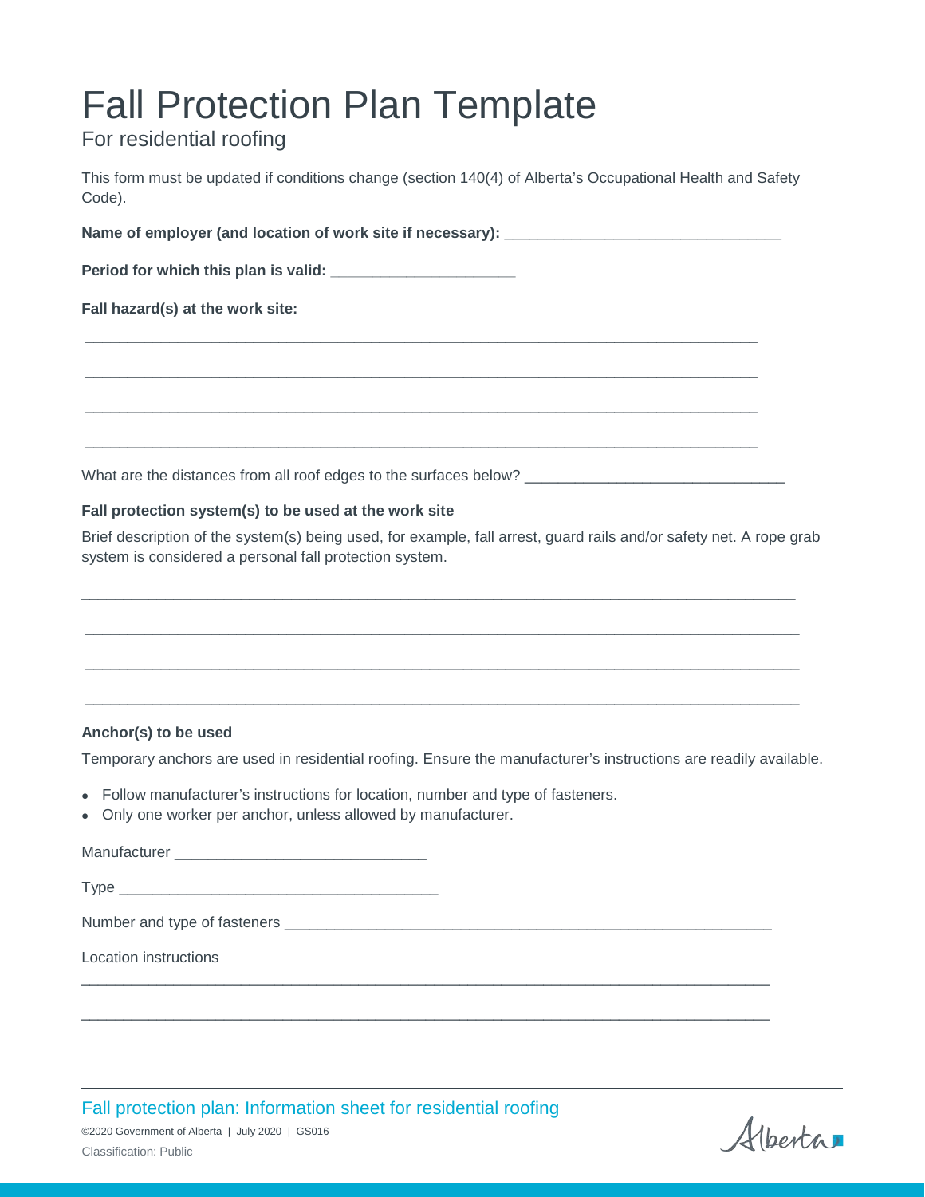# Fall Protection Plan Template

For residential roofing

This form must be updated if conditions change (section 140(4) of Alberta's Occupational Health and Safety Code).

**Name of employer (and location of work site if necessary):** ________________________________

**Period for which this plan is valid:** _____________________

**Fall hazard(s) at the work site:**

_____________________________________________________________________________

_____________________________________________________________________________

_____________________________________________________________________________

_____________________________________________________________________________

What are the distances from all roof edges to the surfaces below? ____________________________

**Fall protection system(s) to be used at the work site**

Brief description of the system(s) being used, for example, fall arrest, guard rails and/or safety net. A rope grab system is considered a personal fall protection system.

_____________________________________________________________________________

_____________________________________________________________________________

_____________________________________________________________________________

_____________________________________________________________________________

**Anchor(s) to be used**

Temporary anchors are used in residential roofing. Ensure the manufacturer's instructions are readily available.

- Follow manufacturer's instructions for location, number and type of fasteners.
- Only one worker per anchor, unless allowed by manufacturer.

Manufacturer _____________________________

Type _____________________________________

Number and type of fasteners ________________________________________________________

Location instructions

_____________________________________________________________________________

_____________________________________________________________________________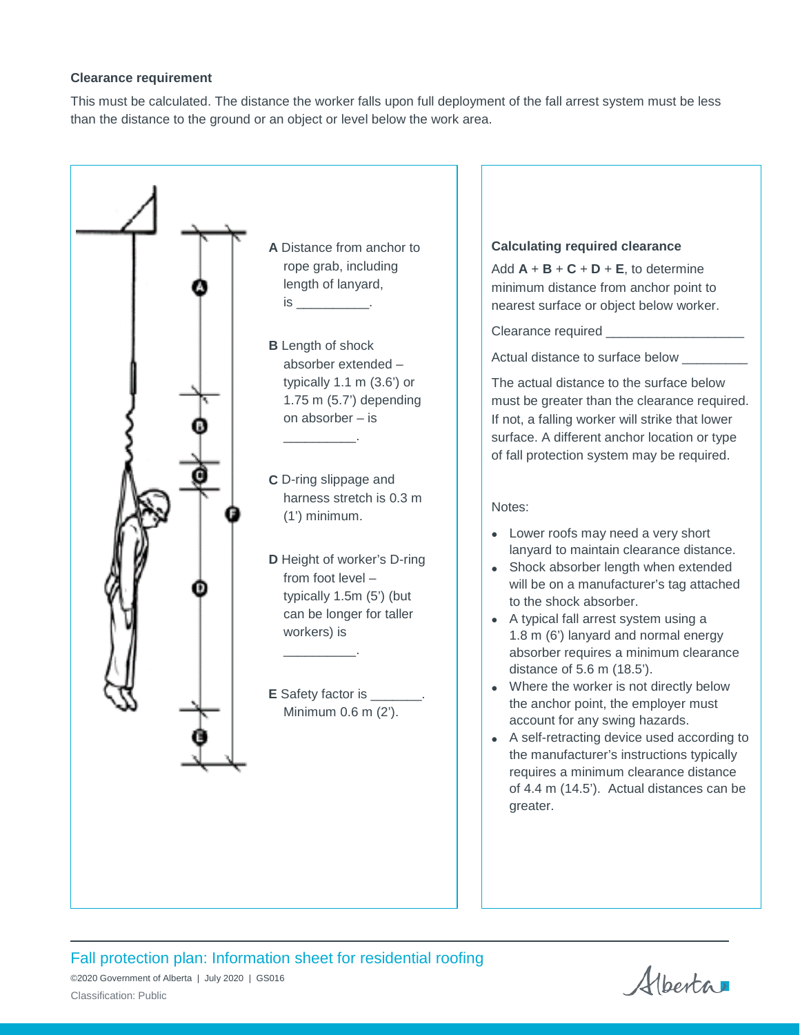### Clearance requirement

This must be calculated. The distance the worker falls upon full deployment of the fall arrest system must be less than the distance to the ground or an object or level below the work area.

**A** Distance from anchor to rope grab, including length of lanyard, is __________.

**B** Length of shock absorber extended – typically 1.1 m (3.6') or 1.75 m (5.7') depending on absorber – is __________.

**C** D-ring slippage and harness stretch is 0.3 m (1') minimum.

**D** Height of worker's D-ring from foot level – typically 1.5m (5') (but can be longer for taller workers) is __________.

**E** Safety factor is _______. Minimum 0.6 m (2').

**Calculating required clearance**

Add **A** + **B** + **C** + **D** + **E**, to determine minimum distance from anchor point to nearest surface or object below worker.

Clearance required ___________________

Actual distance to surface below _________

The actual distance to the surface below must be greater than the clearance required. If not, a falling worker will strike that lower surface. A different anchor location or type of fall protection system may be required.

Notes:

- Lower roofs may need a very short lanyard to maintain clearance distance.
- Shock absorber length when extended will be on a manufacturer's tag attached to the shock absorber.
- A typical fall arrest system using a 1.8 m (6') lanyard and normal energy absorber requires a minimum clearance distance of 5.6 m (18.5').
- Where the worker is not directly below the anchor point, the employer must account for any swing hazards.
- A self-retracting device used according to the manufacturer's instructions typically requires a minimum clearance distance of 4.4 m (14.5'). Actual distances can be greater.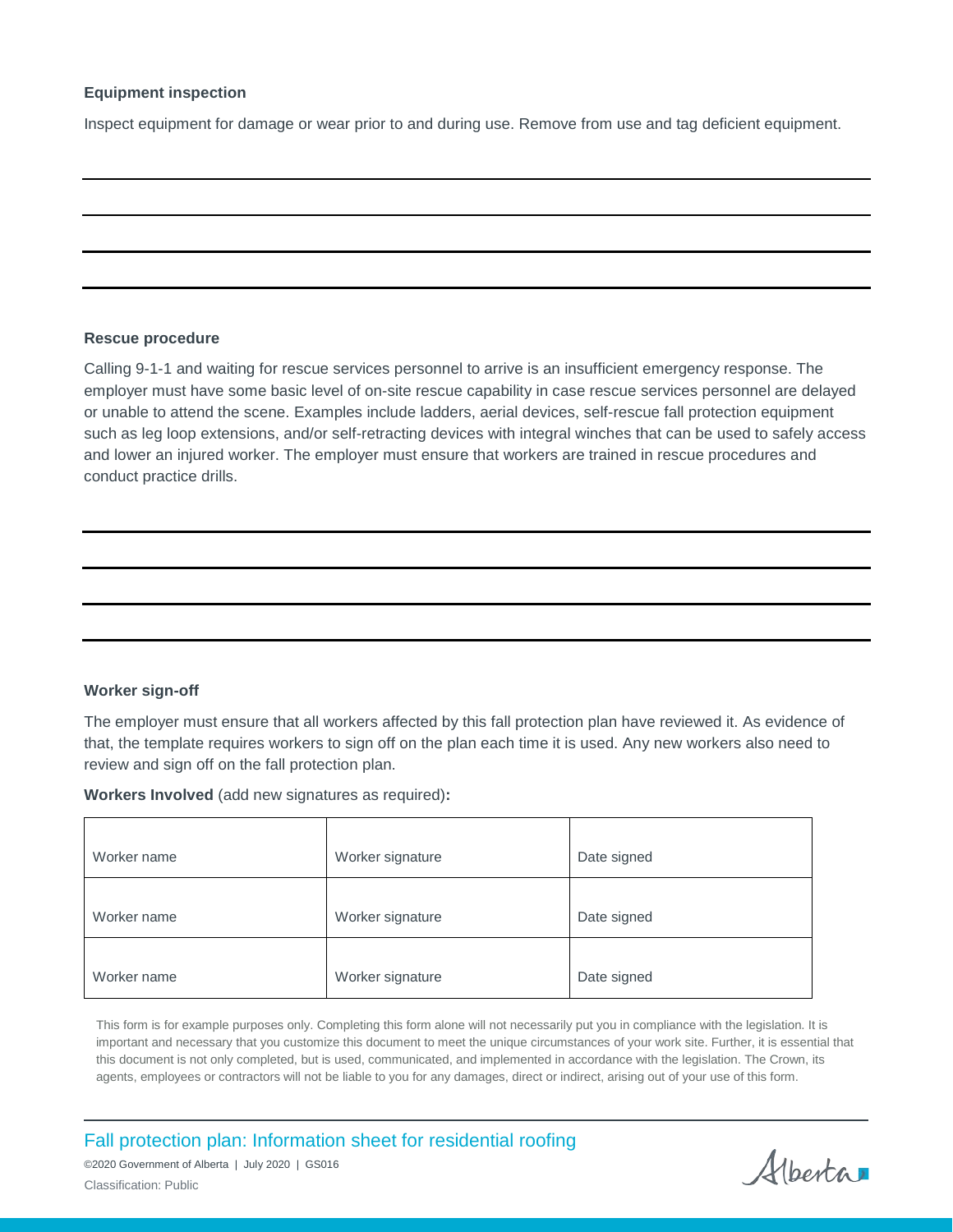### Equipment inspection

Inspect equipment for damage or wear prior to and during use. Remove from use and tag deficient equipment.

### Rescue procedure

Calling 9-1-1 and waiting for rescue services personnel to arrive is an insufficient emergency response. The employer must have some basic level of on-site rescue capability in case rescue services personnel are delayed or unable to attend the scene. Examples include ladders, aerial devices, self-rescue fall protection equipment such as leg loop extensions, and/or self-retracting devices with integral winches that can be used to safely access and lower an injured worker. The employer must ensure that workers are trained in rescue procedures and conduct practice drills.

### Worker sign-off

The employer must ensure that all workers affected by this fall protection plan have reviewed it. As evidence of that, the template requires workers to sign off on the plan each time it is used. Any new workers also need to review and sign off on the fall protection plan.

**Workers Involved** (add new signatures as required)**:**

| | | |
|---|---|---|
| Worker name | Worker signature | Date signed |
| Worker name | Worker signature | Date signed |
| Worker name | Worker signature | Date signed |

This form is for example purposes only. Completing this form alone will not necessarily put you in compliance with the legislation. It is important and necessary that you customize this document to meet the unique circumstances of your work site. Further, it is essential that this document is not only completed, but is used, communicated, and implemented in accordance with the legislation. The Crown, its agents, employees or contractors will not be liable to you for any damages, direct or indirect, arising out of your use of this form.